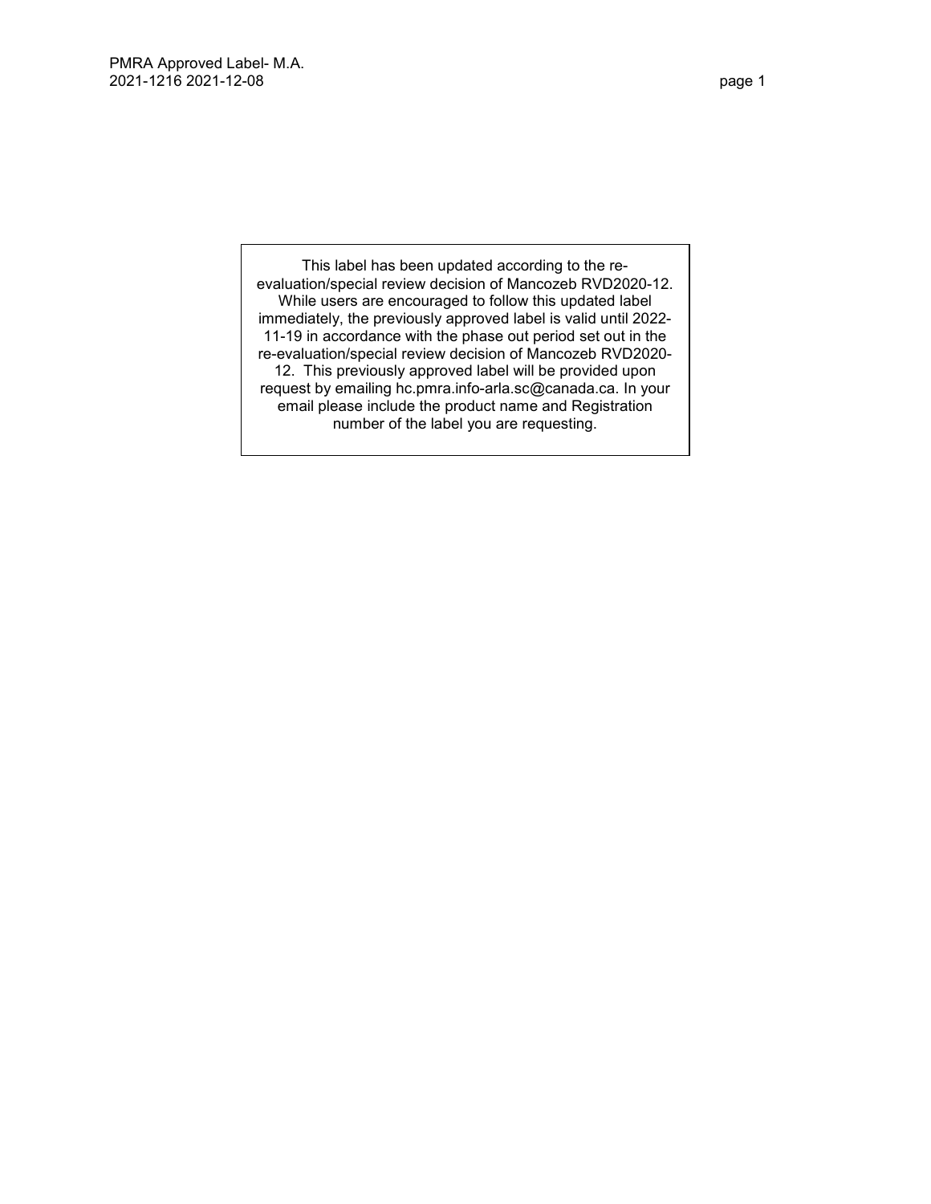This label has been updated according to the re-evaluation/special review decision of Mancozeb RVD2020-12. While users are encouraged to follow this updated label immediately, the previously approved label is valid until 2022-11-19 in accordance with the phase out period set out in the re-evaluation/special review decision of Mancozeb RVD2020-12. This previously approved label will be provided upon request by emailing hc.pmra.info-arla.sc@canada.ca. In your email please include the product name and Registration number of the label you are requesting.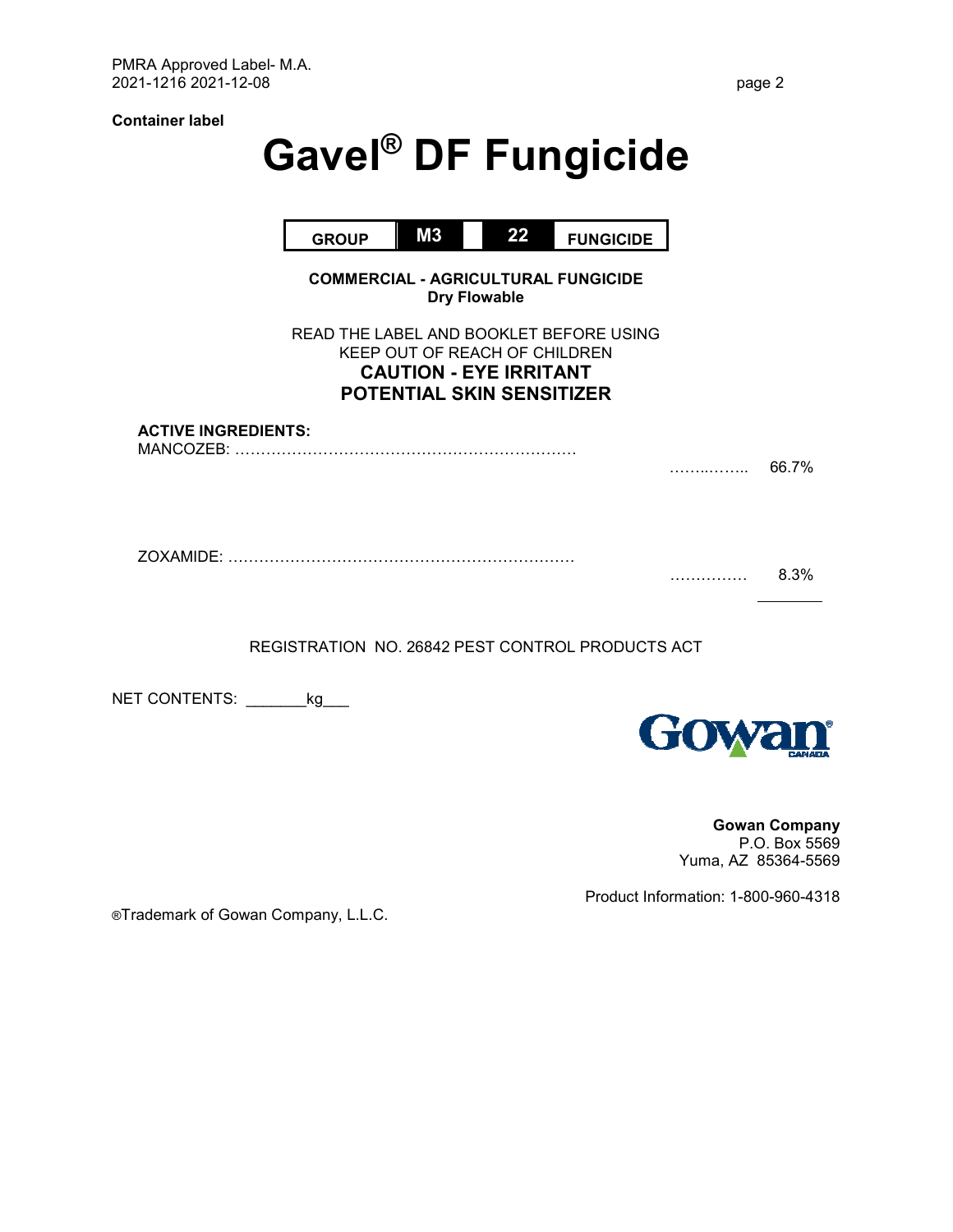Container label

# Gavel® DF Fungicide

| GROUP | M3 | | 22 | FUNGICIDE |
|---|---|---|---|---|

**COMMERCIAL - AGRICULTURAL FUNGICIDE**
**Dry Flowable**

READ THE LABEL AND BOOKLET BEFORE USING
KEEP OUT OF REACH OF CHILDREN
**CAUTION - EYE IRRITANT**
**POTENTIAL SKIN SENSITIZER**

**ACTIVE INGREDIENTS:**

MANCOZEB: …………………………………………………………… 66.7%

ZOXAMIDE: …………………………………………………………… 8.3%

REGISTRATION NO. 26842 PEST CONTROL PRODUCTS ACT

NET CONTENTS: _______kg___

Gowan CANADA

**Gowan Company**
P.O. Box 5569
Yuma, AZ 85364-5569

Product Information: 1-800-960-4318

®Trademark of Gowan Company, L.L.C.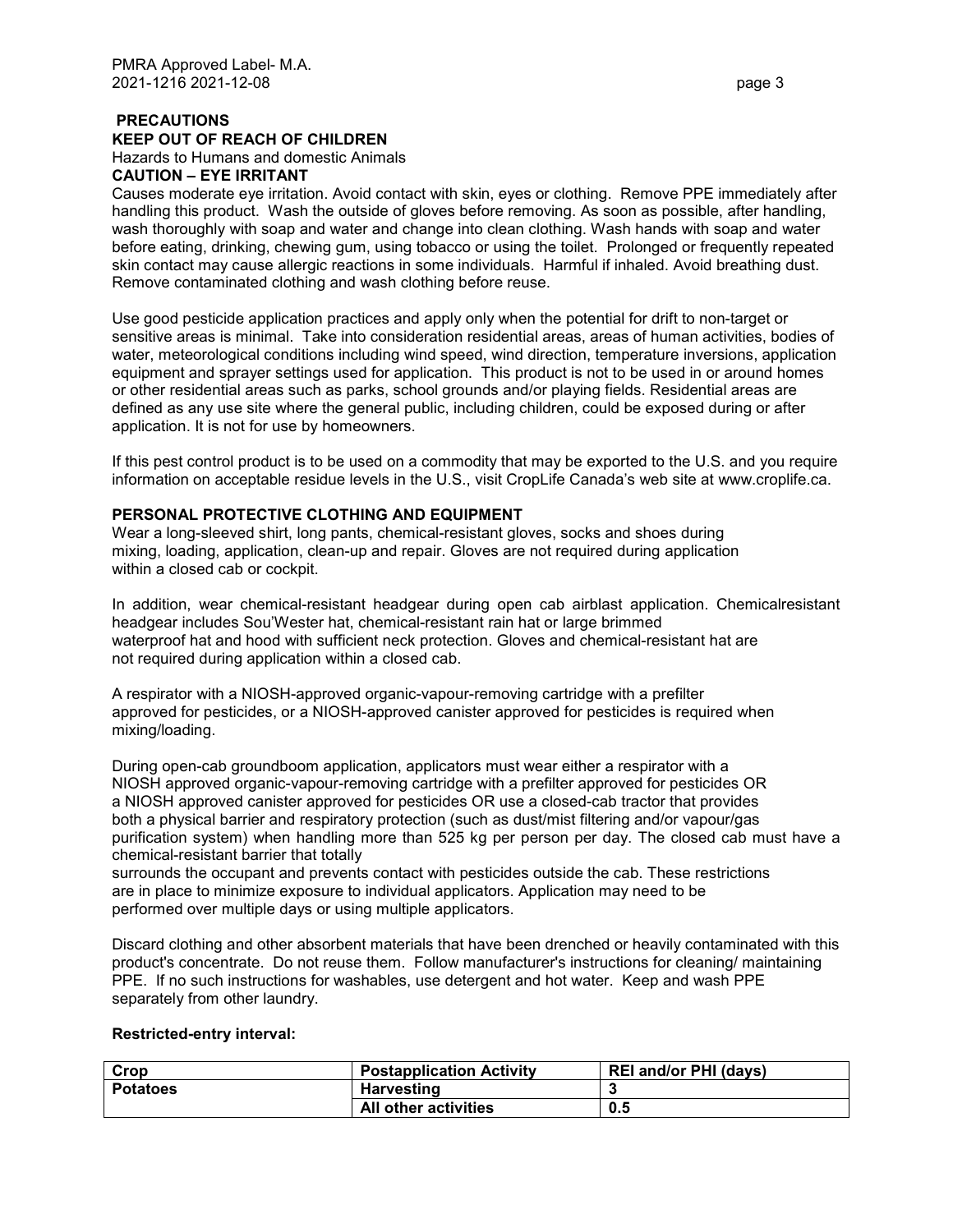## PRECAUTIONS

**KEEP OUT OF REACH OF CHILDREN**

Hazards to Humans and domestic Animals

**CAUTION – EYE IRRITANT**

Causes moderate eye irritation. Avoid contact with skin, eyes or clothing. Remove PPE immediately after handling this product. Wash the outside of gloves before removing. As soon as possible, after handling, wash thoroughly with soap and water and change into clean clothing. Wash hands with soap and water before eating, drinking, chewing gum, using tobacco or using the toilet. Prolonged or frequently repeated skin contact may cause allergic reactions in some individuals. Harmful if inhaled. Avoid breathing dust. Remove contaminated clothing and wash clothing before reuse.

Use good pesticide application practices and apply only when the potential for drift to non-target or sensitive areas is minimal. Take into consideration residential areas, areas of human activities, bodies of water, meteorological conditions including wind speed, wind direction, temperature inversions, application equipment and sprayer settings used for application. This product is not to be used in or around homes or other residential areas such as parks, school grounds and/or playing fields. Residential areas are defined as any use site where the general public, including children, could be exposed during or after application. It is not for use by homeowners.

If this pest control product is to be used on a commodity that may be exported to the U.S. and you require information on acceptable residue levels in the U.S., visit CropLife Canada's web site at www.croplife.ca.

### PERSONAL PROTECTIVE CLOTHING AND EQUIPMENT

Wear a long-sleeved shirt, long pants, chemical-resistant gloves, socks and shoes during mixing, loading, application, clean-up and repair. Gloves are not required during application within a closed cab or cockpit.

In addition, wear chemical-resistant headgear during open cab airblast application. Chemicalresistant headgear includes Sou'Wester hat, chemical-resistant rain hat or large brimmed waterproof hat and hood with sufficient neck protection. Gloves and chemical-resistant hat are not required during application within a closed cab.

A respirator with a NIOSH-approved organic-vapour-removing cartridge with a prefilter approved for pesticides, or a NIOSH-approved canister approved for pesticides is required when mixing/loading.

During open-cab groundboom application, applicators must wear either a respirator with a NIOSH approved organic-vapour-removing cartridge with a prefilter approved for pesticides OR a NIOSH approved canister approved for pesticides OR use a closed-cab tractor that provides both a physical barrier and respiratory protection (such as dust/mist filtering and/or vapour/gas purification system) when handling more than 525 kg per person per day. The closed cab must have a chemical-resistant barrier that totally surrounds the occupant and prevents contact with pesticides outside the cab. These restrictions are in place to minimize exposure to individual applicators. Application may need to be performed over multiple days or using multiple applicators.

Discard clothing and other absorbent materials that have been drenched or heavily contaminated with this product's concentrate. Do not reuse them. Follow manufacturer's instructions for cleaning/ maintaining PPE. If no such instructions for washables, use detergent and hot water. Keep and wash PPE separately from other laundry.

**Restricted-entry interval:**

| Crop | Postapplication Activity | REI and/or PHI (days) |
|---|---|---|
| **Potatoes** | **Harvesting** | **3** |
| | **All other activities** | **0.5** |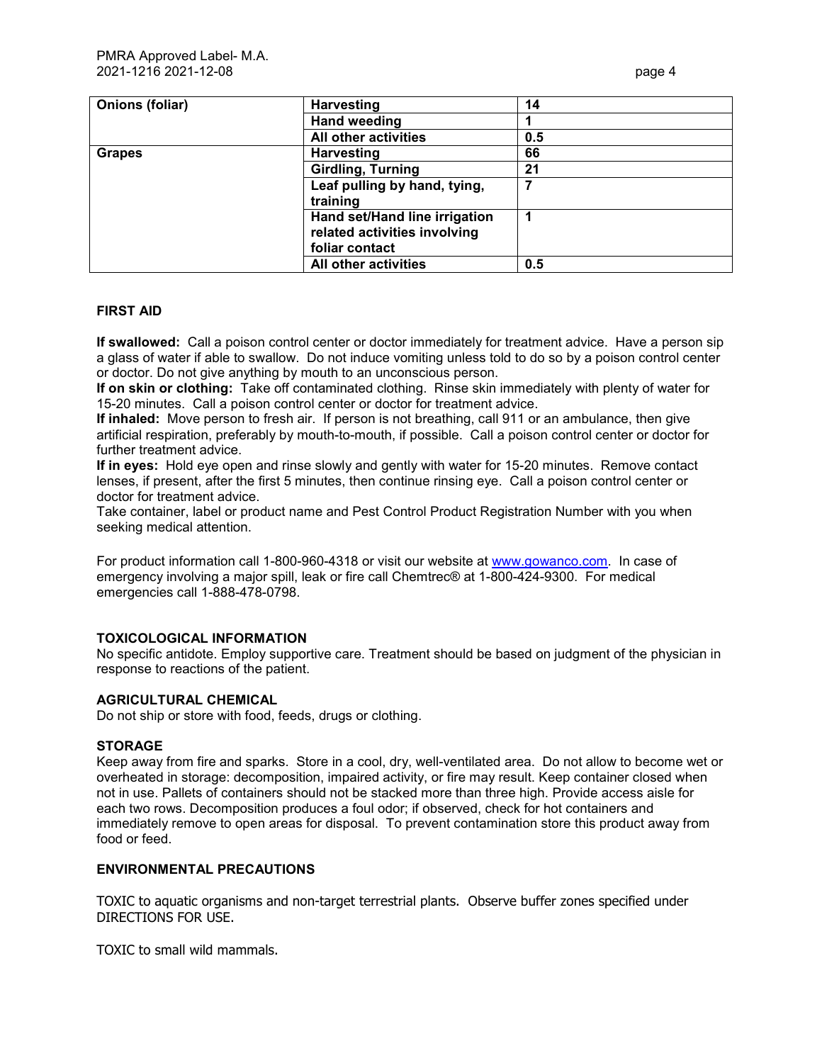| Onions (foliar) | Harvesting | 14 |
|---|---|---|
| | Hand weeding | 1 |
| | All other activities | 0.5 |
| Grapes | Harvesting | 66 |
| | Girdling, Turning | 21 |
| | Leaf pulling by hand, tying, training | 7 |
| | Hand set/Hand line irrigation related activities involving foliar contact | 1 |
| | All other activities | 0.5 |

## FIRST AID

**If swallowed:** Call a poison control center or doctor immediately for treatment advice. Have a person sip a glass of water if able to swallow. Do not induce vomiting unless told to do so by a poison control center or doctor. Do not give anything by mouth to an unconscious person.
**If on skin or clothing:** Take off contaminated clothing. Rinse skin immediately with plenty of water for 15-20 minutes. Call a poison control center or doctor for treatment advice.
**If inhaled:** Move person to fresh air. If person is not breathing, call 911 or an ambulance, then give artificial respiration, preferably by mouth-to-mouth, if possible. Call a poison control center or doctor for further treatment advice.
**If in eyes:** Hold eye open and rinse slowly and gently with water for 15-20 minutes. Remove contact lenses, if present, after the first 5 minutes, then continue rinsing eye. Call a poison control center or doctor for treatment advice.
Take container, label or product name and Pest Control Product Registration Number with you when seeking medical attention.

For product information call 1-800-960-4318 or visit our website at www.gowanco.com. In case of emergency involving a major spill, leak or fire call Chemtrec® at 1-800-424-9300. For medical emergencies call 1-888-478-0798.

## TOXICOLOGICAL INFORMATION

No specific antidote. Employ supportive care. Treatment should be based on judgment of the physician in response to reactions of the patient.

## AGRICULTURAL CHEMICAL

Do not ship or store with food, feeds, drugs or clothing.

## STORAGE

Keep away from fire and sparks. Store in a cool, dry, well-ventilated area. Do not allow to become wet or overheated in storage: decomposition, impaired activity, or fire may result. Keep container closed when not in use. Pallets of containers should not be stacked more than three high. Provide access aisle for each two rows. Decomposition produces a foul odor; if observed, check for hot containers and immediately remove to open areas for disposal. To prevent contamination store this product away from food or feed.

## ENVIRONMENTAL PRECAUTIONS

TOXIC to aquatic organisms and non-target terrestrial plants. Observe buffer zones specified under DIRECTIONS FOR USE.

TOXIC to small wild mammals.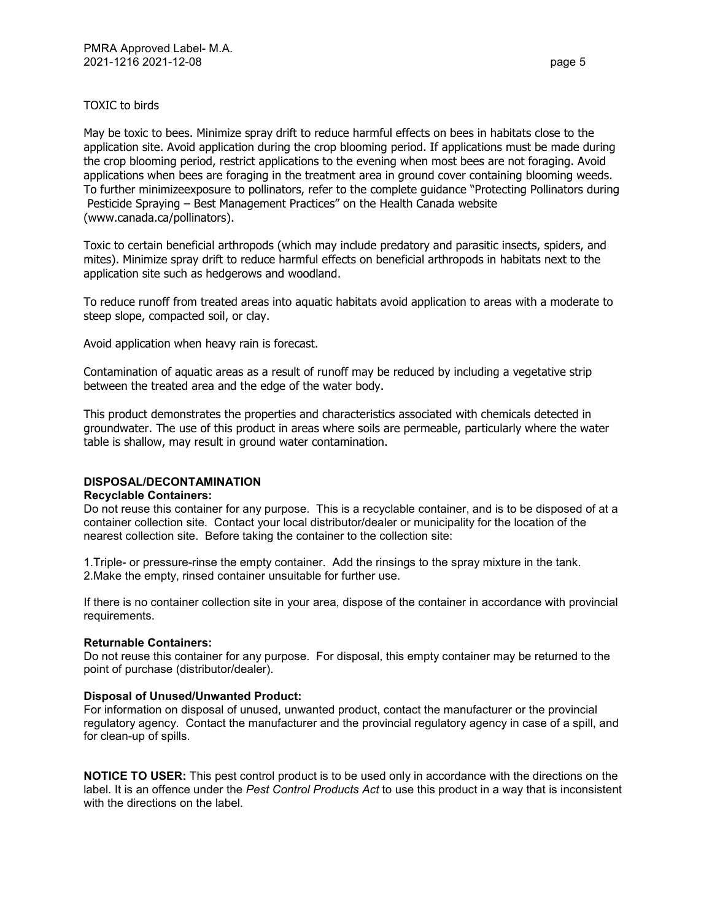TOXIC to birds

May be toxic to bees. Minimize spray drift to reduce harmful effects on bees in habitats close to the application site. Avoid application during the crop blooming period. If applications must be made during the crop blooming period, restrict applications to the evening when most bees are not foraging. Avoid applications when bees are foraging in the treatment area in ground cover containing blooming weeds. To further minimizeexposure to pollinators, refer to the complete guidance "Protecting Pollinators during Pesticide Spraying – Best Management Practices" on the Health Canada website (www.canada.ca/pollinators).

Toxic to certain beneficial arthropods (which may include predatory and parasitic insects, spiders, and mites). Minimize spray drift to reduce harmful effects on beneficial arthropods in habitats next to the application site such as hedgerows and woodland.

To reduce runoff from treated areas into aquatic habitats avoid application to areas with a moderate to steep slope, compacted soil, or clay.

Avoid application when heavy rain is forecast.

Contamination of aquatic areas as a result of runoff may be reduced by including a vegetative strip between the treated area and the edge of the water body.

This product demonstrates the properties and characteristics associated with chemicals detected in groundwater. The use of this product in areas where soils are permeable, particularly where the water table is shallow, may result in ground water contamination.

## DISPOSAL/DECONTAMINATION

**Recyclable Containers:**
Do not reuse this container for any purpose. This is a recyclable container, and is to be disposed of at a container collection site. Contact your local distributor/dealer or municipality for the location of the nearest collection site. Before taking the container to the collection site:

1. Triple- or pressure-rinse the empty container. Add the rinsings to the spray mixture in the tank.
2. Make the empty, rinsed container unsuitable for further use.

If there is no container collection site in your area, dispose of the container in accordance with provincial requirements.

**Returnable Containers:**
Do not reuse this container for any purpose. For disposal, this empty container may be returned to the point of purchase (distributor/dealer).

**Disposal of Unused/Unwanted Product:**
For information on disposal of unused, unwanted product, contact the manufacturer or the provincial regulatory agency. Contact the manufacturer and the provincial regulatory agency in case of a spill, and for clean-up of spills.

**NOTICE TO USER:** This pest control product is to be used only in accordance with the directions on the label. It is an offence under the *Pest Control Products Act* to use this product in a way that is inconsistent with the directions on the label.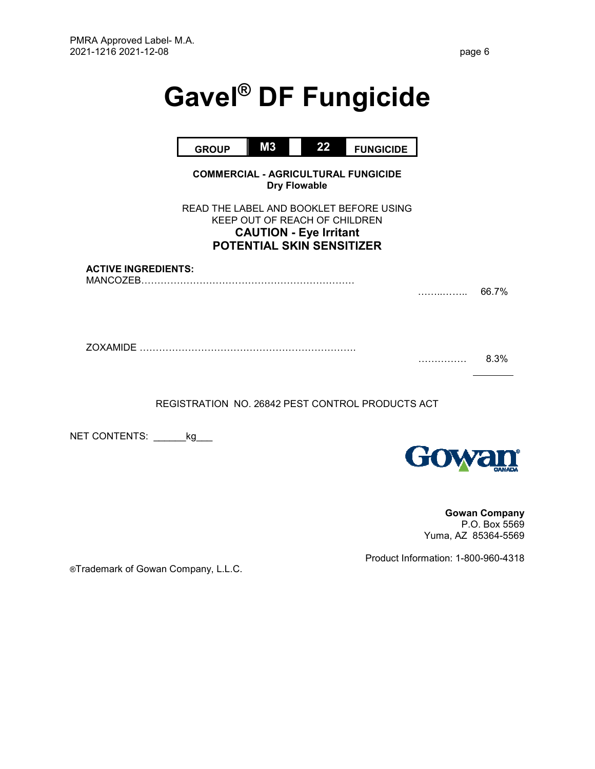# Gavel® DF Fungicide

| GROUP | M3 | 22 | FUNGICIDE |
|---|---|---|---|

**COMMERCIAL - AGRICULTURAL FUNGICIDE**
**Dry Flowable**

READ THE LABEL AND BOOKLET BEFORE USING
KEEP OUT OF REACH OF CHILDREN
**CAUTION - Eye Irritant**
**POTENTIAL SKIN SENSITIZER**

**ACTIVE INGREDIENTS:**

MANCOZEB………………………………………………………… 66.7%

ZOXAMIDE ………………………………………………………… 8.3%

REGISTRATION NO. 26842 PEST CONTROL PRODUCTS ACT

NET CONTENTS: ______kg___

Gowan CANADA

**Gowan Company**
P.O. Box 5569
Yuma, AZ 85364-5569

Product Information: 1-800-960-4318

®Trademark of Gowan Company, L.L.C.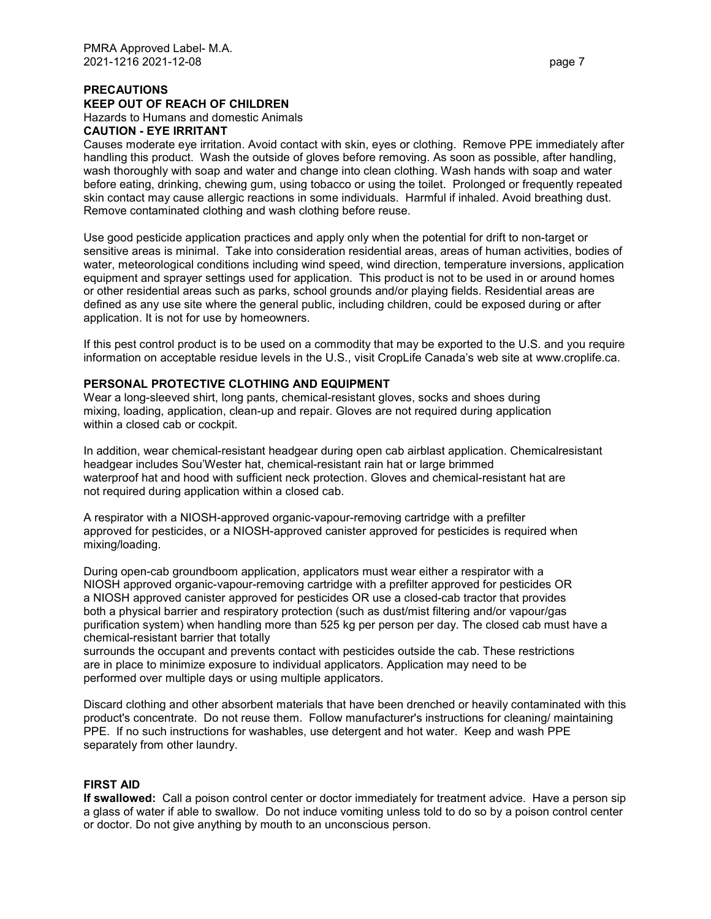## PRECAUTIONS

**KEEP OUT OF REACH OF CHILDREN**

Hazards to Humans and domestic Animals

**CAUTION - EYE IRRITANT**

Causes moderate eye irritation. Avoid contact with skin, eyes or clothing. Remove PPE immediately after handling this product. Wash the outside of gloves before removing. As soon as possible, after handling, wash thoroughly with soap and water and change into clean clothing. Wash hands with soap and water before eating, drinking, chewing gum, using tobacco or using the toilet. Prolonged or frequently repeated skin contact may cause allergic reactions in some individuals. Harmful if inhaled. Avoid breathing dust. Remove contaminated clothing and wash clothing before reuse.

Use good pesticide application practices and apply only when the potential for drift to non-target or sensitive areas is minimal. Take into consideration residential areas, areas of human activities, bodies of water, meteorological conditions including wind speed, wind direction, temperature inversions, application equipment and sprayer settings used for application. This product is not to be used in or around homes or other residential areas such as parks, school grounds and/or playing fields. Residential areas are defined as any use site where the general public, including children, could be exposed during or after application. It is not for use by homeowners.

If this pest control product is to be used on a commodity that may be exported to the U.S. and you require information on acceptable residue levels in the U.S., visit CropLife Canada's web site at www.croplife.ca.

## PERSONAL PROTECTIVE CLOTHING AND EQUIPMENT

Wear a long-sleeved shirt, long pants, chemical-resistant gloves, socks and shoes during mixing, loading, application, clean-up and repair. Gloves are not required during application within a closed cab or cockpit.

In addition, wear chemical-resistant headgear during open cab airblast application. Chemicalresistant headgear includes Sou'Wester hat, chemical-resistant rain hat or large brimmed waterproof hat and hood with sufficient neck protection. Gloves and chemical-resistant hat are not required during application within a closed cab.

A respirator with a NIOSH-approved organic-vapour-removing cartridge with a prefilter approved for pesticides, or a NIOSH-approved canister approved for pesticides is required when mixing/loading.

During open-cab groundboom application, applicators must wear either a respirator with a NIOSH approved organic-vapour-removing cartridge with a prefilter approved for pesticides OR a NIOSH approved canister approved for pesticides OR use a closed-cab tractor that provides both a physical barrier and respiratory protection (such as dust/mist filtering and/or vapour/gas purification system) when handling more than 525 kg per person per day. The closed cab must have a chemical-resistant barrier that totally surrounds the occupant and prevents contact with pesticides outside the cab. These restrictions are in place to minimize exposure to individual applicators. Application may need to be performed over multiple days or using multiple applicators.

Discard clothing and other absorbent materials that have been drenched or heavily contaminated with this product's concentrate. Do not reuse them. Follow manufacturer's instructions for cleaning/ maintaining PPE. If no such instructions for washables, use detergent and hot water. Keep and wash PPE separately from other laundry.

## FIRST AID

**If swallowed:** Call a poison control center or doctor immediately for treatment advice. Have a person sip a glass of water if able to swallow. Do not induce vomiting unless told to do so by a poison control center or doctor. Do not give anything by mouth to an unconscious person.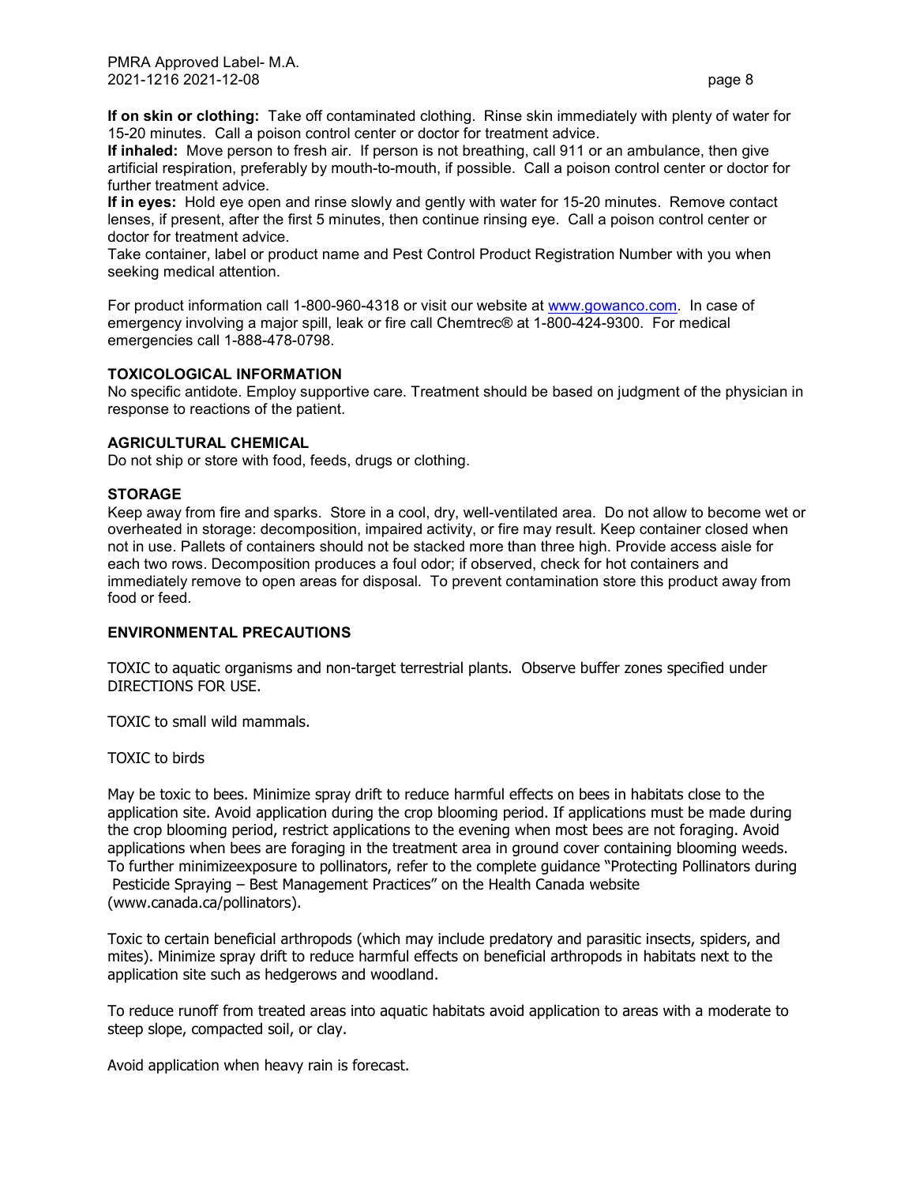**If on skin or clothing:** Take off contaminated clothing. Rinse skin immediately with plenty of water for 15-20 minutes. Call a poison control center or doctor for treatment advice.
**If inhaled:** Move person to fresh air. If person is not breathing, call 911 or an ambulance, then give artificial respiration, preferably by mouth-to-mouth, if possible. Call a poison control center or doctor for further treatment advice.
**If in eyes:** Hold eye open and rinse slowly and gently with water for 15-20 minutes. Remove contact lenses, if present, after the first 5 minutes, then continue rinsing eye. Call a poison control center or doctor for treatment advice.
Take container, label or product name and Pest Control Product Registration Number with you when seeking medical attention.

For product information call 1-800-960-4318 or visit our website at www.gowanco.com. In case of emergency involving a major spill, leak or fire call Chemtrec® at 1-800-424-9300. For medical emergencies call 1-888-478-0798.

### TOXICOLOGICAL INFORMATION

No specific antidote. Employ supportive care. Treatment should be based on judgment of the physician in response to reactions of the patient.

### AGRICULTURAL CHEMICAL

Do not ship or store with food, feeds, drugs or clothing.

### STORAGE

Keep away from fire and sparks. Store in a cool, dry, well-ventilated area. Do not allow to become wet or overheated in storage: decomposition, impaired activity, or fire may result. Keep container closed when not in use. Pallets of containers should not be stacked more than three high. Provide access aisle for each two rows. Decomposition produces a foul odor; if observed, check for hot containers and immediately remove to open areas for disposal. To prevent contamination store this product away from food or feed.

### ENVIRONMENTAL PRECAUTIONS

TOXIC to aquatic organisms and non-target terrestrial plants. Observe buffer zones specified under DIRECTIONS FOR USE.

TOXIC to small wild mammals.

TOXIC to birds

May be toxic to bees. Minimize spray drift to reduce harmful effects on bees in habitats close to the application site. Avoid application during the crop blooming period. If applications must be made during the crop blooming period, restrict applications to the evening when most bees are not foraging. Avoid applications when bees are foraging in the treatment area in ground cover containing blooming weeds. To further minimizeexposure to pollinators, refer to the complete guidance "Protecting Pollinators during Pesticide Spraying – Best Management Practices" on the Health Canada website (www.canada.ca/pollinators).

Toxic to certain beneficial arthropods (which may include predatory and parasitic insects, spiders, and mites). Minimize spray drift to reduce harmful effects on beneficial arthropods in habitats next to the application site such as hedgerows and woodland.

To reduce runoff from treated areas into aquatic habitats avoid application to areas with a moderate to steep slope, compacted soil, or clay.

Avoid application when heavy rain is forecast.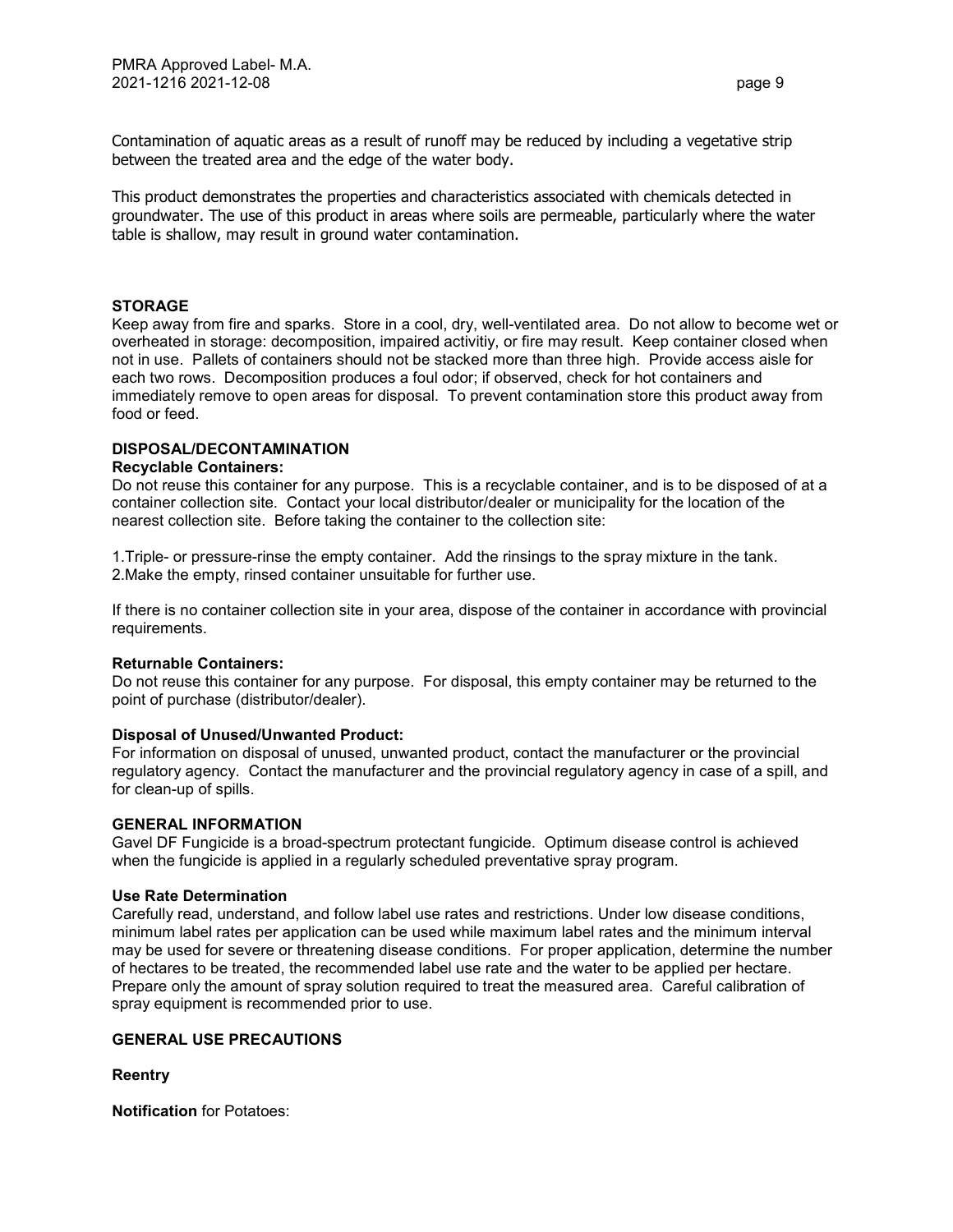Contamination of aquatic areas as a result of runoff may be reduced by including a vegetative strip between the treated area and the edge of the water body.

This product demonstrates the properties and characteristics associated with chemicals detected in groundwater. The use of this product in areas where soils are permeable, particularly where the water table is shallow, may result in ground water contamination.

## STORAGE

Keep away from fire and sparks. Store in a cool, dry, well-ventilated area. Do not allow to become wet or overheated in storage: decomposition, impaired activitiy, or fire may result. Keep container closed when not in use. Pallets of containers should not be stacked more than three high. Provide access aisle for each two rows. Decomposition produces a foul odor; if observed, check for hot containers and immediately remove to open areas for disposal. To prevent contamination store this product away from food or feed.

## DISPOSAL/DECONTAMINATION

**Recyclable Containers:**

Do not reuse this container for any purpose. This is a recyclable container, and is to be disposed of at a container collection site. Contact your local distributor/dealer or municipality for the location of the nearest collection site. Before taking the container to the collection site:

1. Triple- or pressure-rinse the empty container. Add the rinsings to the spray mixture in the tank.
2. Make the empty, rinsed container unsuitable for further use.

If there is no container collection site in your area, dispose of the container in accordance with provincial requirements.

**Returnable Containers:**

Do not reuse this container for any purpose. For disposal, this empty container may be returned to the point of purchase (distributor/dealer).

**Disposal of Unused/Unwanted Product:**

For information on disposal of unused, unwanted product, contact the manufacturer or the provincial regulatory agency. Contact the manufacturer and the provincial regulatory agency in case of a spill, and for clean-up of spills.

## GENERAL INFORMATION

Gavel DF Fungicide is a broad-spectrum protectant fungicide. Optimum disease control is achieved when the fungicide is applied in a regularly scheduled preventative spray program.

**Use Rate Determination**

Carefully read, understand, and follow label use rates and restrictions. Under low disease conditions, minimum label rates per application can be used while maximum label rates and the minimum interval may be used for severe or threatening disease conditions. For proper application, determine the number of hectares to be treated, the recommended label use rate and the water to be applied per hectare. Prepare only the amount of spray solution required to treat the measured area. Careful calibration of spray equipment is recommended prior to use.

## GENERAL USE PRECAUTIONS

**Reentry**

**Notification** for Potatoes: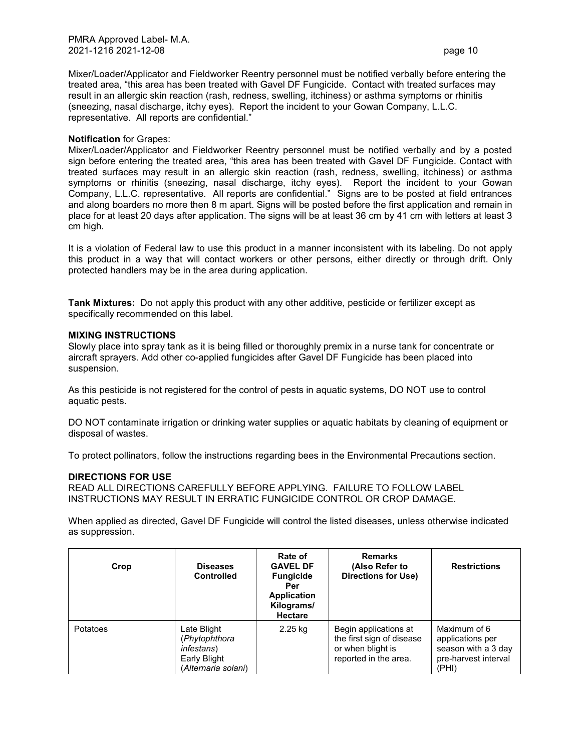Mixer/Loader/Applicator and Fieldworker Reentry personnel must be notified verbally before entering the treated area, "this area has been treated with Gavel DF Fungicide. Contact with treated surfaces may result in an allergic skin reaction (rash, redness, swelling, itchiness) or asthma symptoms or rhinitis (sneezing, nasal discharge, itchy eyes). Report the incident to your Gowan Company, L.L.C. representative. All reports are confidential."

**Notification** for Grapes:
Mixer/Loader/Applicator and Fieldworker Reentry personnel must be notified verbally and by a posted sign before entering the treated area, "this area has been treated with Gavel DF Fungicide. Contact with treated surfaces may result in an allergic skin reaction (rash, redness, swelling, itchiness) or asthma symptoms or rhinitis (sneezing, nasal discharge, itchy eyes). Report the incident to your Gowan Company, L.L.C. representative. All reports are confidential." Signs are to be posted at field entrances and along boarders no more then 8 m apart. Signs will be posted before the first application and remain in place for at least 20 days after application. The signs will be at least 36 cm by 41 cm with letters at least 3 cm high.

It is a violation of Federal law to use this product in a manner inconsistent with its labeling. Do not apply this product in a way that will contact workers or other persons, either directly or through drift. Only protected handlers may be in the area during application.

**Tank Mixtures:** Do not apply this product with any other additive, pesticide or fertilizer except as specifically recommended on this label.

**MIXING INSTRUCTIONS**

Slowly place into spray tank as it is being filled or thoroughly premix in a nurse tank for concentrate or aircraft sprayers. Add other co-applied fungicides after Gavel DF Fungicide has been placed into suspension.

As this pesticide is not registered for the control of pests in aquatic systems, DO NOT use to control aquatic pests.

DO NOT contaminate irrigation or drinking water supplies or aquatic habitats by cleaning of equipment or disposal of wastes.

To protect pollinators, follow the instructions regarding bees in the Environmental Precautions section.

**DIRECTIONS FOR USE**

READ ALL DIRECTIONS CAREFULLY BEFORE APPLYING. FAILURE TO FOLLOW LABEL INSTRUCTIONS MAY RESULT IN ERRATIC FUNGICIDE CONTROL OR CROP DAMAGE.

When applied as directed, Gavel DF Fungicide will control the listed diseases, unless otherwise indicated as suppression.

| Crop | Diseases Controlled | Rate of GAVEL DF Fungicide Per Application Kilograms/ Hectare | Remarks (Also Refer to Directions for Use) | Restrictions |
|---|---|---|---|---|
| Potatoes | Late Blight (*Phytophthora infestans*) Early Blight (*Alternaria solani*) | 2.25 kg | Begin applications at the first sign of disease or when blight is reported in the area. | Maximum of 6 applications per season with a 3 day pre-harvest interval (PHI) |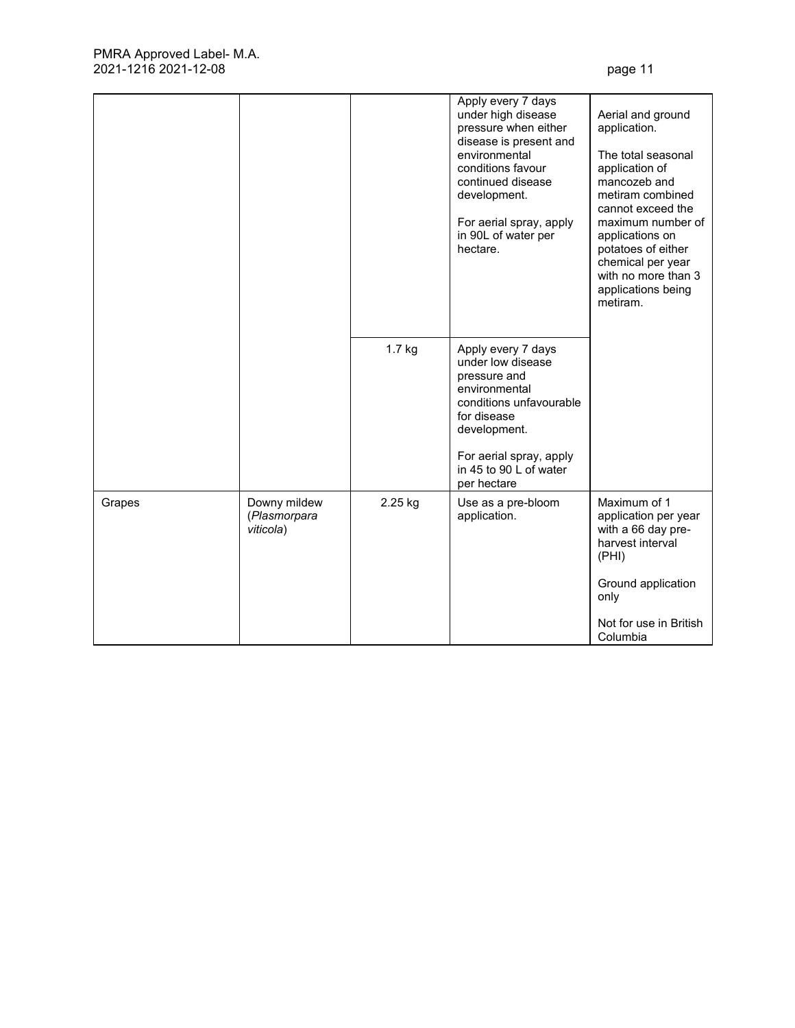| | | | | |
|---|---|---|---|---|
| | | | Apply every 7 days under high disease pressure when either disease is present and environmental conditions favour continued disease development.<br><br>For aerial spray, apply in 90L of water per hectare. | Aerial and ground application.<br><br>The total seasonal application of mancozeb and metiram combined cannot exceed the maximum number of applications on potatoes of either chemical per year with no more than 3 applications being metiram. |
| | | 1.7 kg | Apply every 7 days under low disease pressure and environmental conditions unfavourable for disease development.<br><br>For aerial spray, apply in 45 to 90 L of water per hectare | |
| Grapes | Downy mildew (*Plasmorpara viticola*) | 2.25 kg | Use as a pre-bloom application. | Maximum of 1 application per year with a 66 day pre-harvest interval (PHI)<br><br>Ground application only<br><br>Not for use in British Columbia |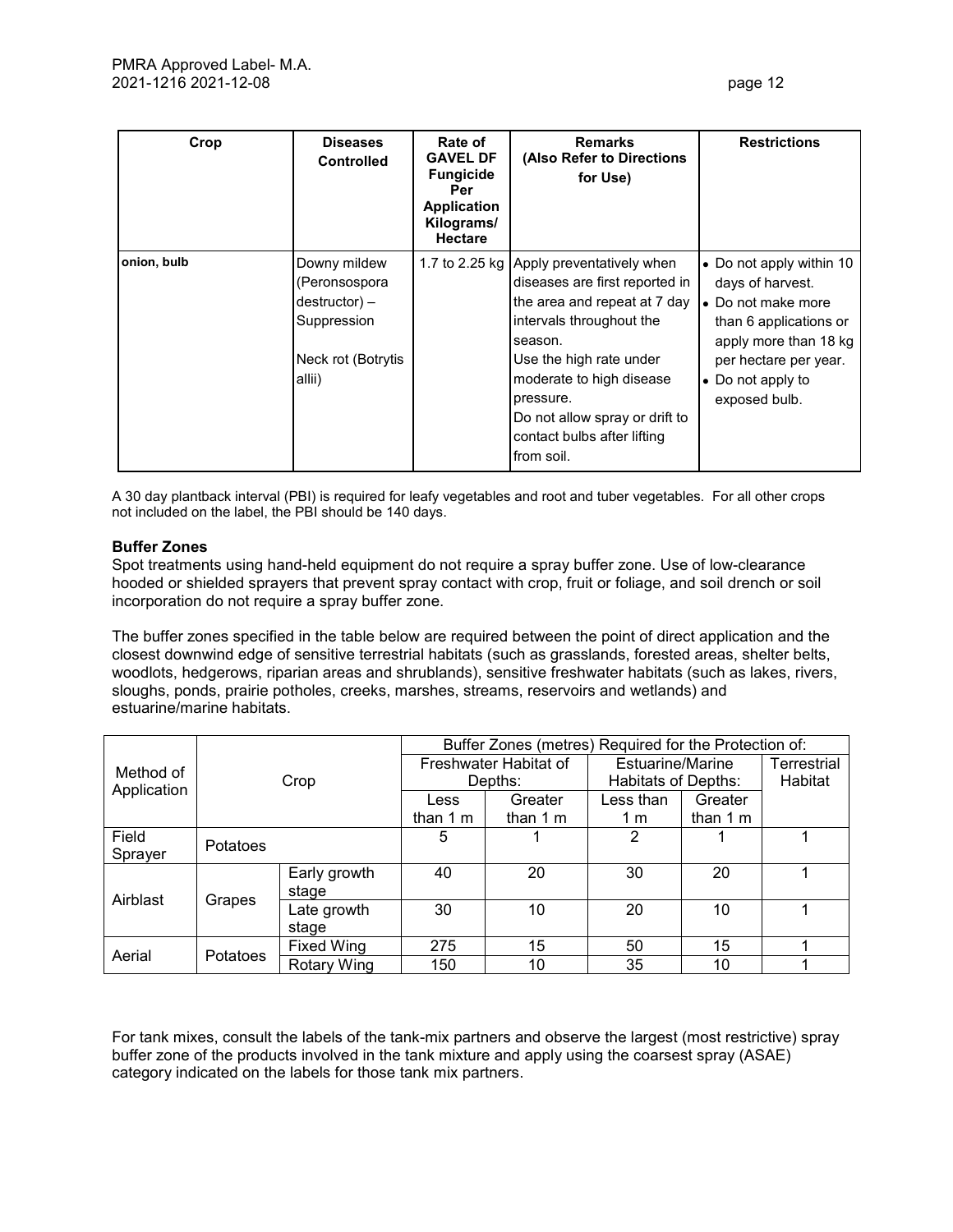| Crop | Diseases Controlled | Rate of GAVEL DF Fungicide Per Application Kilograms/ Hectare | Remarks (Also Refer to Directions for Use) | Restrictions |
|---|---|---|---|---|
| onion, bulb | Downy mildew (Peronsospora destructor) – Suppression<br><br>Neck rot (Botrytis allii) | 1.7 to 2.25 kg | Apply preventatively when diseases are first reported in the area and repeat at 7 day intervals throughout the season.<br>Use the high rate under moderate to high disease pressure.<br>Do not allow spray or drift to contact bulbs after lifting from soil. | • Do not apply within 10 days of harvest.<br>• Do not make more than 6 applications or apply more than 18 kg per hectare per year.<br>• Do not apply to exposed bulb. |

A 30 day plantback interval (PBI) is required for leafy vegetables and root and tuber vegetables. For all other crops not included on the label, the PBI should be 140 days.

**Buffer Zones**

Spot treatments using hand-held equipment do not require a spray buffer zone. Use of low-clearance hooded or shielded sprayers that prevent spray contact with crop, fruit or foliage, and soil drench or soil incorporation do not require a spray buffer zone.

The buffer zones specified in the table below are required between the point of direct application and the closest downwind edge of sensitive terrestrial habitats (such as grasslands, forested areas, shelter belts, woodlots, hedgerows, riparian areas and shrublands), sensitive freshwater habitats (such as lakes, rivers, sloughs, ponds, prairie potholes, creeks, marshes, streams, reservoirs and wetlands) and estuarine/marine habitats.

| Method of Application | Crop | | Buffer Zones (metres) Required for the Protection of: | | | | |
|---|---|---|---|---|---|---|---|
| | | | Freshwater Habitat of Depths: | | Estuarine/Marine Habitats of Depths: | | Terrestrial Habitat |
| | | | Less than 1 m | Greater than 1 m | Less than 1 m | Greater than 1 m | |
| Field Sprayer | Potatoes | | 5 | 1 | 2 | 1 | 1 |
| Airblast | Grapes | Early growth stage | 40 | 20 | 30 | 20 | 1 |
| | | Late growth stage | 30 | 10 | 20 | 10 | 1 |
| Aerial | Potatoes | Fixed Wing | 275 | 15 | 50 | 15 | 1 |
| | | Rotary Wing | 150 | 10 | 35 | 10 | 1 |

For tank mixes, consult the labels of the tank-mix partners and observe the largest (most restrictive) spray buffer zone of the products involved in the tank mixture and apply using the coarsest spray (ASAE) category indicated on the labels for those tank mix partners.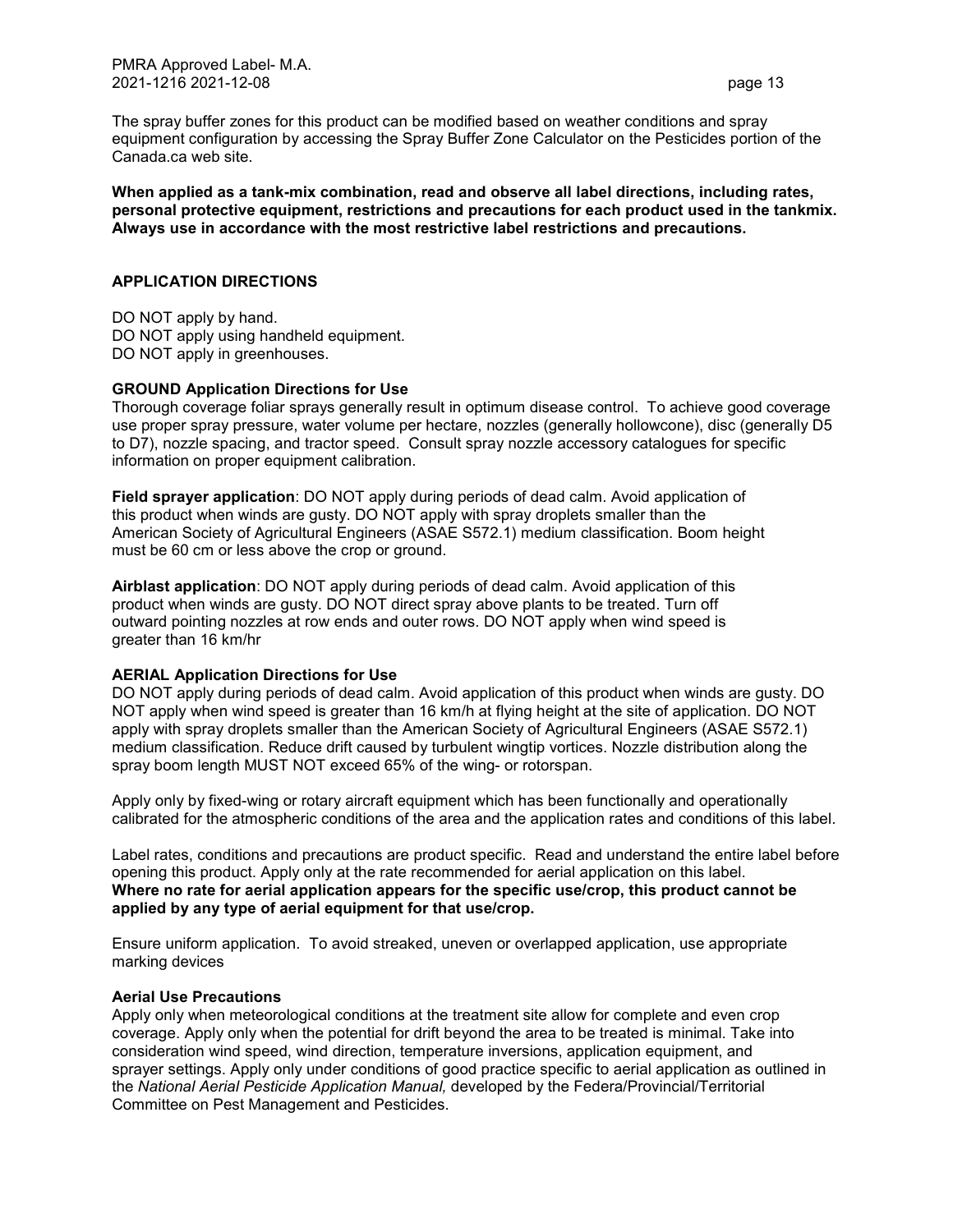The spray buffer zones for this product can be modified based on weather conditions and spray equipment configuration by accessing the Spray Buffer Zone Calculator on the Pesticides portion of the Canada.ca web site.

**When applied as a tank-mix combination, read and observe all label directions, including rates, personal protective equipment, restrictions and precautions for each product used in the tankmix. Always use in accordance with the most restrictive label restrictions and precautions.**

## APPLICATION DIRECTIONS

DO NOT apply by hand.
DO NOT apply using handheld equipment.
DO NOT apply in greenhouses.

### GROUND Application Directions for Use

Thorough coverage foliar sprays generally result in optimum disease control. To achieve good coverage use proper spray pressure, water volume per hectare, nozzles (generally hollowcone), disc (generally D5 to D7), nozzle spacing, and tractor speed. Consult spray nozzle accessory catalogues for specific information on proper equipment calibration.

**Field sprayer application**: DO NOT apply during periods of dead calm. Avoid application of this product when winds are gusty. DO NOT apply with spray droplets smaller than the American Society of Agricultural Engineers (ASAE S572.1) medium classification. Boom height must be 60 cm or less above the crop or ground.

**Airblast application**: DO NOT apply during periods of dead calm. Avoid application of this product when winds are gusty. DO NOT direct spray above plants to be treated. Turn off outward pointing nozzles at row ends and outer rows. DO NOT apply when wind speed is greater than 16 km/hr

### AERIAL Application Directions for Use

DO NOT apply during periods of dead calm. Avoid application of this product when winds are gusty. DO NOT apply when wind speed is greater than 16 km/h at flying height at the site of application. DO NOT apply with spray droplets smaller than the American Society of Agricultural Engineers (ASAE S572.1) medium classification. Reduce drift caused by turbulent wingtip vortices. Nozzle distribution along the spray boom length MUST NOT exceed 65% of the wing- or rotorspan.

Apply only by fixed-wing or rotary aircraft equipment which has been functionally and operationally calibrated for the atmospheric conditions of the area and the application rates and conditions of this label.

Label rates, conditions and precautions are product specific. Read and understand the entire label before opening this product. Apply only at the rate recommended for aerial application on this label.
**Where no rate for aerial application appears for the specific use/crop, this product cannot be applied by any type of aerial equipment for that use/crop.**

Ensure uniform application. To avoid streaked, uneven or overlapped application, use appropriate marking devices

### Aerial Use Precautions

Apply only when meteorological conditions at the treatment site allow for complete and even crop coverage. Apply only when the potential for drift beyond the area to be treated is minimal. Take into consideration wind speed, wind direction, temperature inversions, application equipment, and sprayer settings. Apply only under conditions of good practice specific to aerial application as outlined in the *National Aerial Pesticide Application Manual,* developed by the Federa/Provincial/Territorial Committee on Pest Management and Pesticides.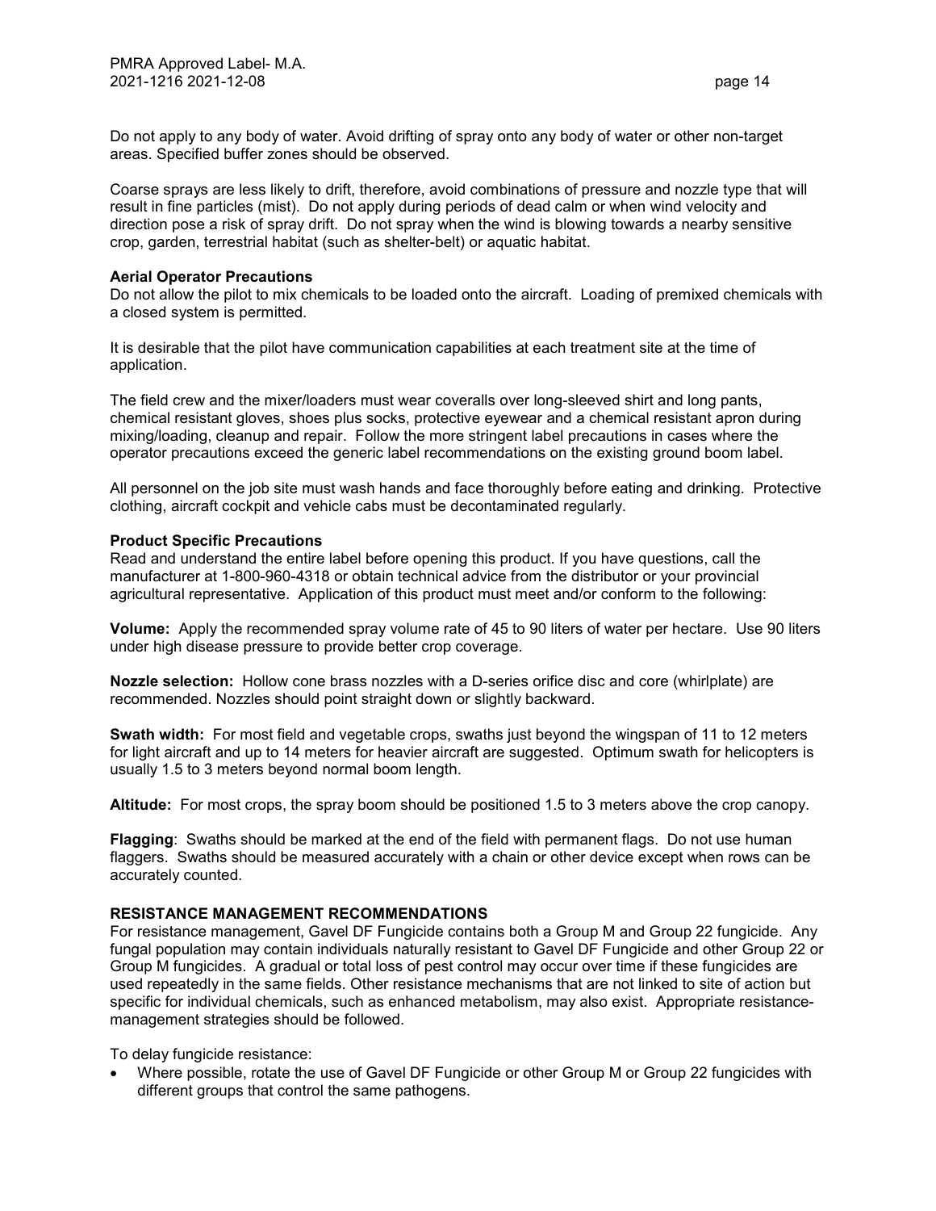Do not apply to any body of water. Avoid drifting of spray onto any body of water or other non-target areas. Specified buffer zones should be observed.

Coarse sprays are less likely to drift, therefore, avoid combinations of pressure and nozzle type that will result in fine particles (mist). Do not apply during periods of dead calm or when wind velocity and direction pose a risk of spray drift. Do not spray when the wind is blowing towards a nearby sensitive crop, garden, terrestrial habitat (such as shelter-belt) or aquatic habitat.

**Aerial Operator Precautions**
Do not allow the pilot to mix chemicals to be loaded onto the aircraft. Loading of premixed chemicals with a closed system is permitted.

It is desirable that the pilot have communication capabilities at each treatment site at the time of application.

The field crew and the mixer/loaders must wear coveralls over long-sleeved shirt and long pants, chemical resistant gloves, shoes plus socks, protective eyewear and a chemical resistant apron during mixing/loading, cleanup and repair. Follow the more stringent label precautions in cases where the operator precautions exceed the generic label recommendations on the existing ground boom label.

All personnel on the job site must wash hands and face thoroughly before eating and drinking. Protective clothing, aircraft cockpit and vehicle cabs must be decontaminated regularly.

**Product Specific Precautions**
Read and understand the entire label before opening this product. If you have questions, call the manufacturer at 1-800-960-4318 or obtain technical advice from the distributor or your provincial agricultural representative. Application of this product must meet and/or conform to the following:

**Volume:** Apply the recommended spray volume rate of 45 to 90 liters of water per hectare. Use 90 liters under high disease pressure to provide better crop coverage.

**Nozzle selection:** Hollow cone brass nozzles with a D-series orifice disc and core (whirlplate) are recommended. Nozzles should point straight down or slightly backward.

**Swath width:** For most field and vegetable crops, swaths just beyond the wingspan of 11 to 12 meters for light aircraft and up to 14 meters for heavier aircraft are suggested. Optimum swath for helicopters is usually 1.5 to 3 meters beyond normal boom length.

**Altitude:** For most crops, the spray boom should be positioned 1.5 to 3 meters above the crop canopy.

**Flagging**: Swaths should be marked at the end of the field with permanent flags. Do not use human flaggers. Swaths should be measured accurately with a chain or other device except when rows can be accurately counted.

**RESISTANCE MANAGEMENT RECOMMENDATIONS**
For resistance management, Gavel DF Fungicide contains both a Group M and Group 22 fungicide. Any fungal population may contain individuals naturally resistant to Gavel DF Fungicide and other Group 22 or Group M fungicides. A gradual or total loss of pest control may occur over time if these fungicides are used repeatedly in the same fields. Other resistance mechanisms that are not linked to site of action but specific for individual chemicals, such as enhanced metabolism, may also exist. Appropriate resistance-management strategies should be followed.

To delay fungicide resistance:

- Where possible, rotate the use of Gavel DF Fungicide or other Group M or Group 22 fungicides with different groups that control the same pathogens.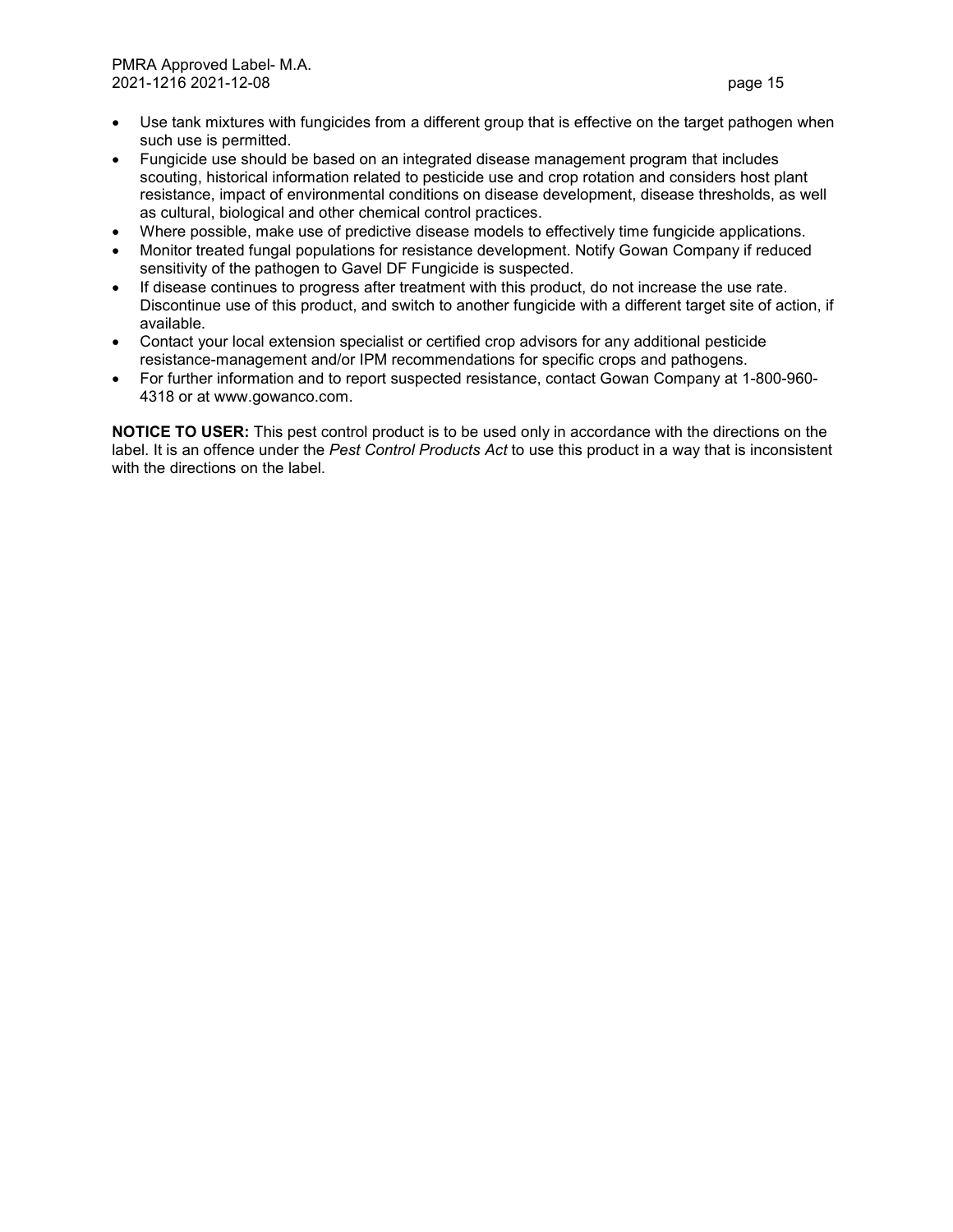- Use tank mixtures with fungicides from a different group that is effective on the target pathogen when such use is permitted.
- Fungicide use should be based on an integrated disease management program that includes scouting, historical information related to pesticide use and crop rotation and considers host plant resistance, impact of environmental conditions on disease development, disease thresholds, as well as cultural, biological and other chemical control practices.
- Where possible, make use of predictive disease models to effectively time fungicide applications.
- Monitor treated fungal populations for resistance development. Notify Gowan Company if reduced sensitivity of the pathogen to Gavel DF Fungicide is suspected.
- If disease continues to progress after treatment with this product, do not increase the use rate. Discontinue use of this product, and switch to another fungicide with a different target site of action, if available.
- Contact your local extension specialist or certified crop advisors for any additional pesticide resistance-management and/or IPM recommendations for specific crops and pathogens.
- For further information and to report suspected resistance, contact Gowan Company at 1-800-960-4318 or at www.gowanco.com.

**NOTICE TO USER:** This pest control product is to be used only in accordance with the directions on the label. It is an offence under the *Pest Control Products Act* to use this product in a way that is inconsistent with the directions on the label.